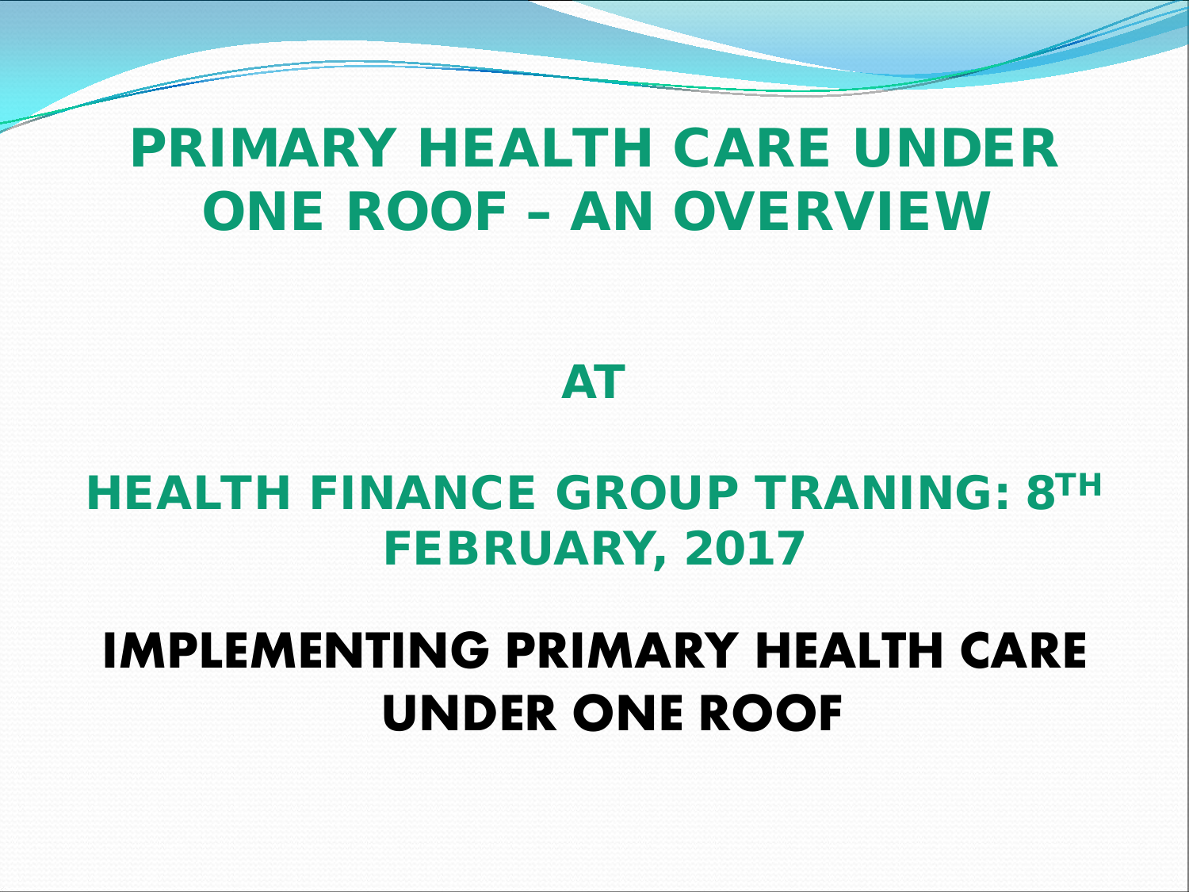# PRIMARY HEALTH CARE UNDER ONE ROOF – AN OVERVIEW

**AT**

**HEALTH FINANCE GROUP TRANING: 8TH FEBRUARY, 2017**

# IMPLEMENTING PRIMARY HEALTH CARE UNDER ONE ROOF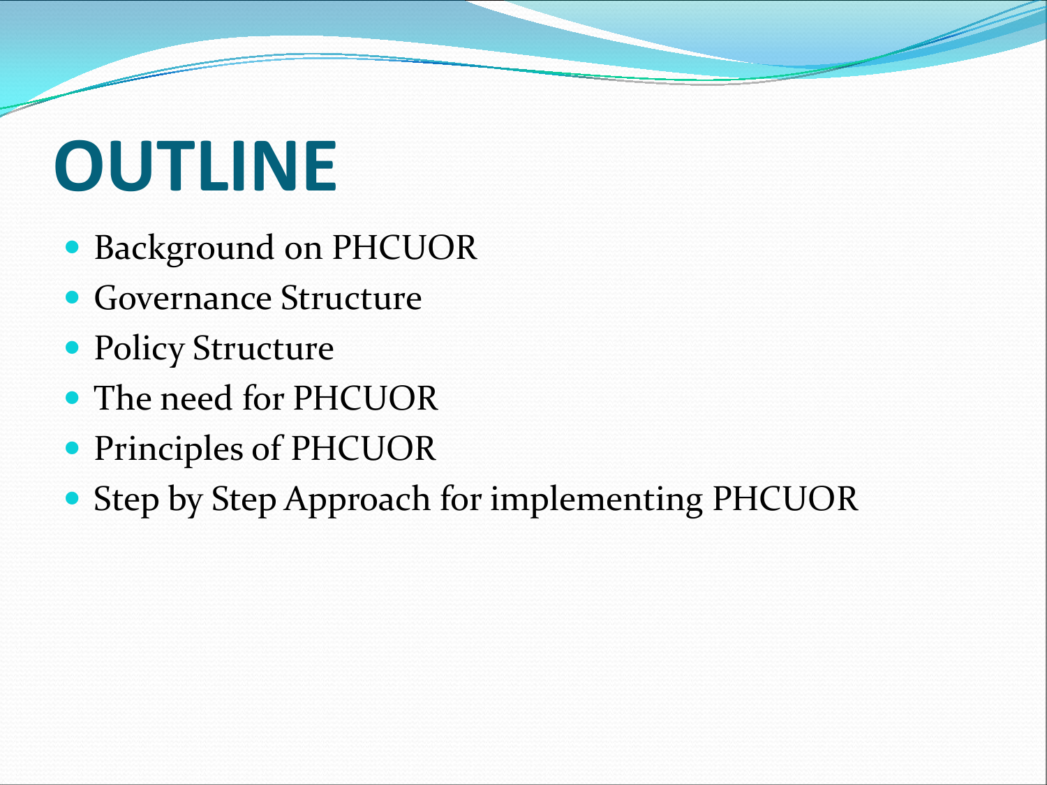# OUTLINE

- Background on PHCUOR
- Governance Structure
- Policy Structure
- The need for PHCUOR
- Principles of PHCUOR
- Step by Step Approach for implementing PHCUOR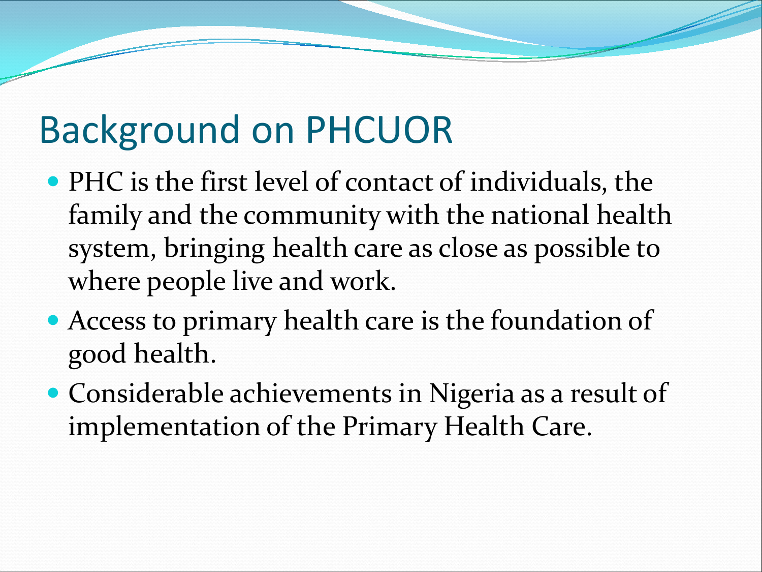# Background on PHCUOR

- PHC is the first level of contact of individuals, the family and the community with the national health system, bringing health care as close as possible to where people live and work.
- Access to primary health care is the foundation of good health.
- Considerable achievements in Nigeria as a result of implementation of the Primary Health Care.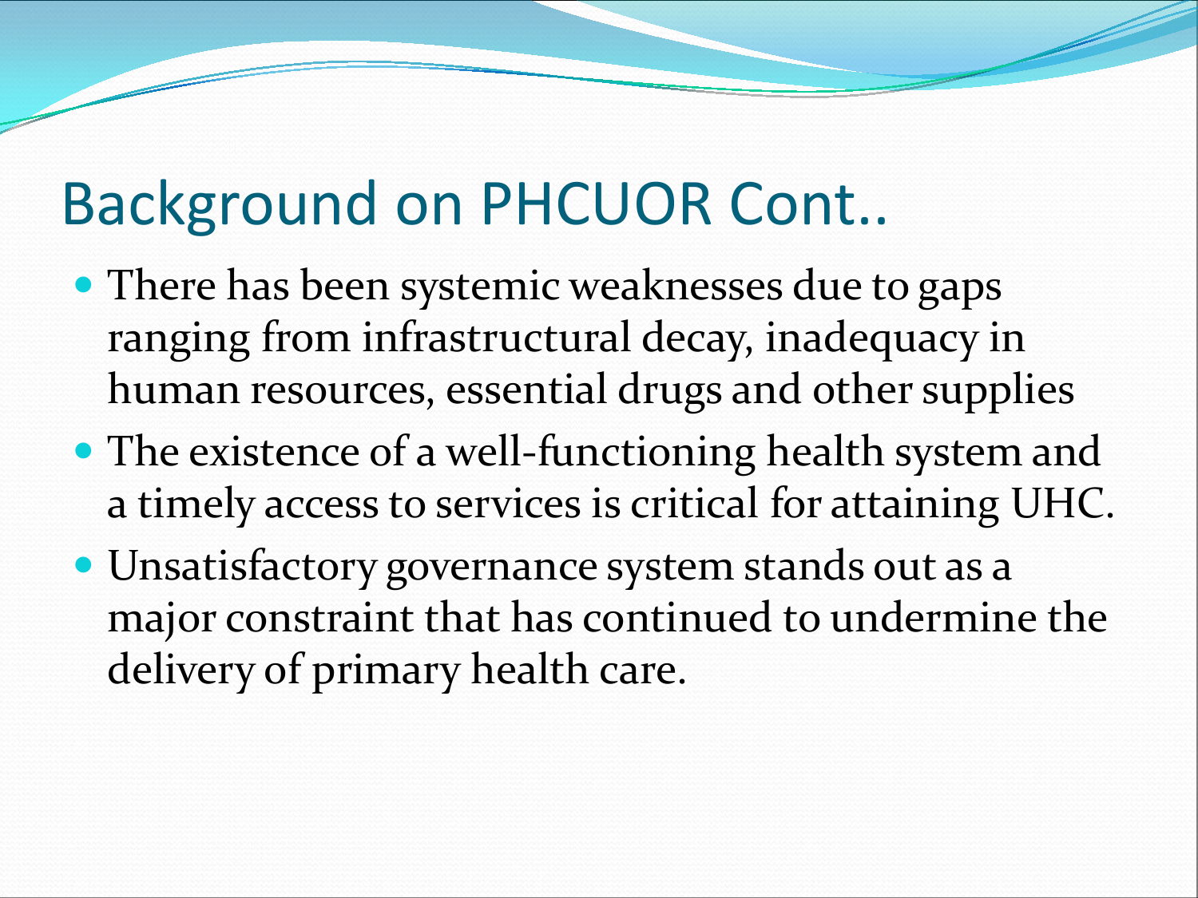# Background on PHCUOR Cont..

- There has been systemic weaknesses due to gaps ranging from infrastructural decay, inadequacy in human resources, essential drugs and other supplies
- The existence of a well-functioning health system and a timely access to services is critical for attaining UHC.
- Unsatisfactory governance system stands out as a major constraint that has continued to undermine the delivery of primary health care.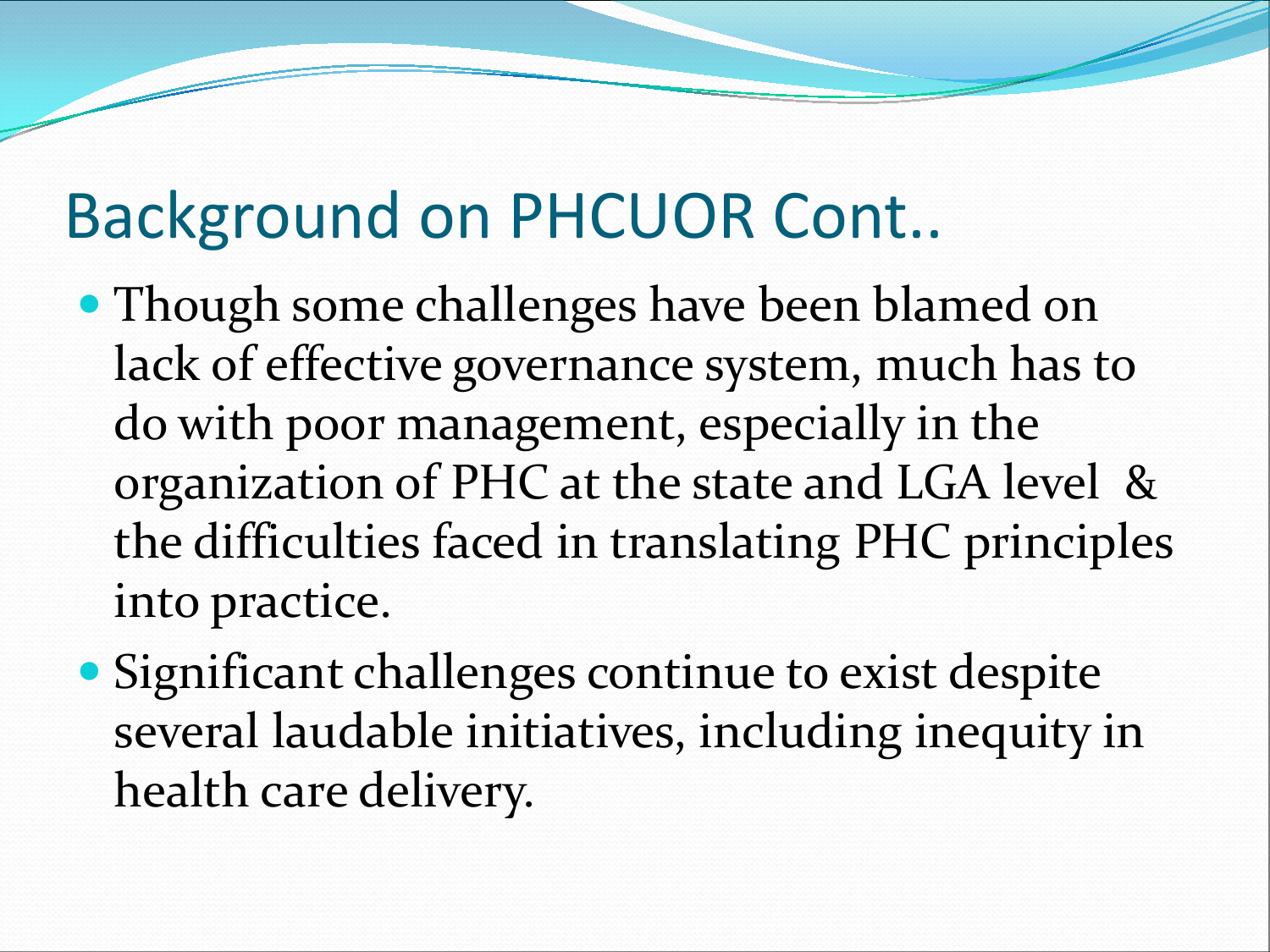# Background on PHCUOR Cont..

- Though some challenges have been blamed on lack of effective governance system, much has to do with poor management, especially in the organization of PHC at the state and LGA level & the difficulties faced in translating PHC principles into practice.
- Significant challenges continue to exist despite several laudable initiatives, including inequity in health care delivery.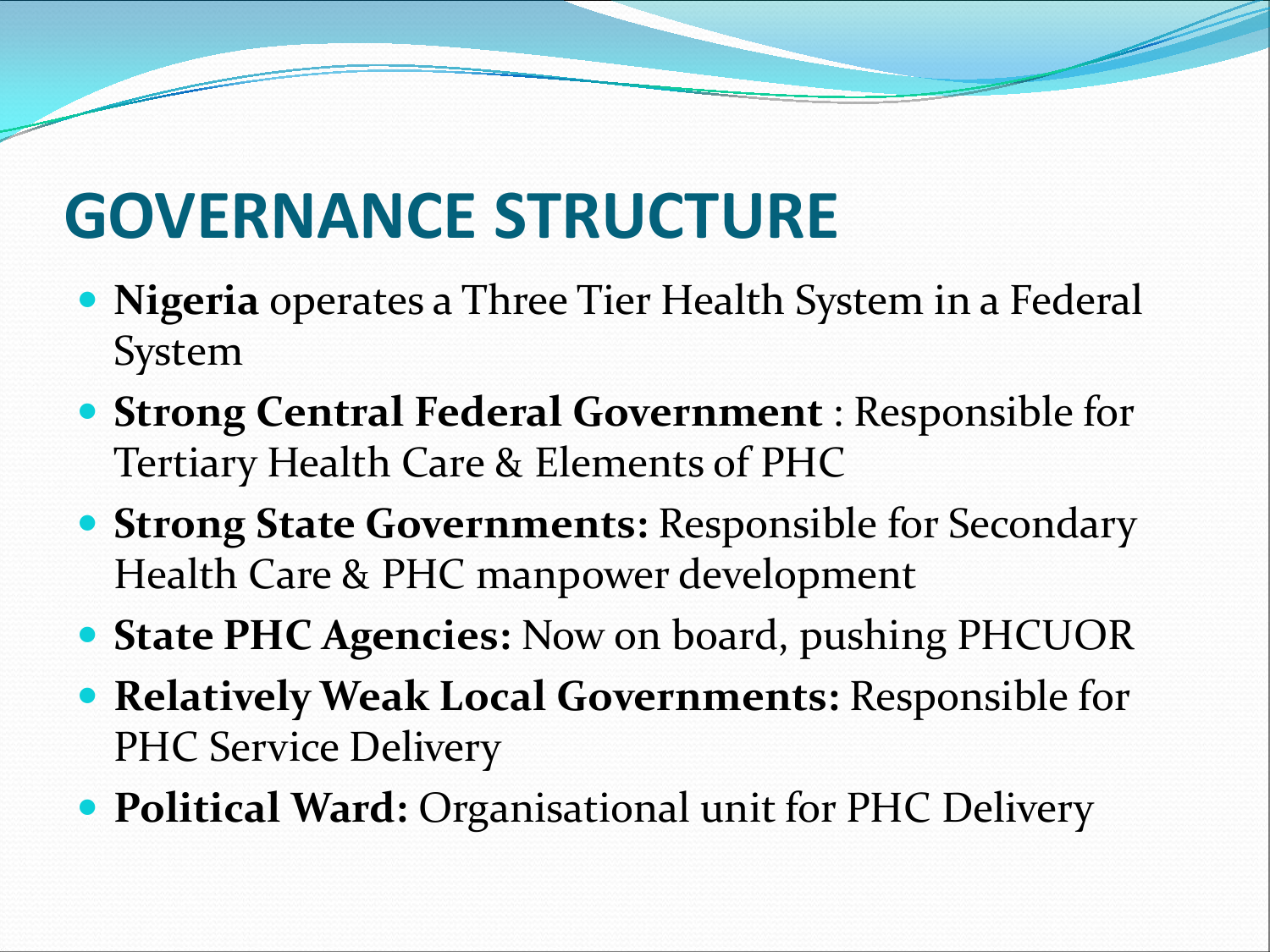# GOVERNANCE STRUCTURE

- **Nigeria** operates a Three Tier Health System in a Federal System
- **Strong Central Federal Government** : Responsible for Tertiary Health Care & Elements of PHC
- **Strong State Governments:** Responsible for Secondary Health Care & PHC manpower development
- **State PHC Agencies:** Now on board, pushing PHCUOR
- **Relatively Weak Local Governments:** Responsible for PHC Service Delivery
- **Political Ward:** Organisational unit for PHC Delivery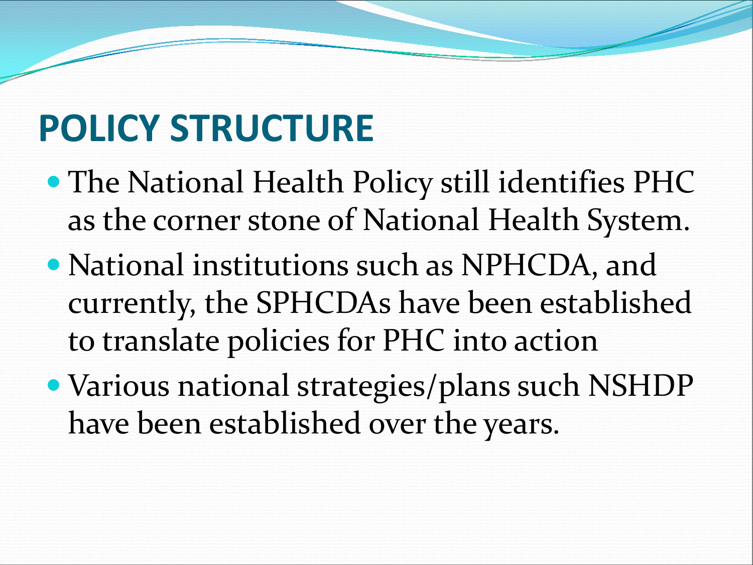# POLICY STRUCTURE

- The National Health Policy still identifies PHC as the corner stone of National Health System.
- National institutions such as NPHCDA, and currently, the SPHCDAs have been established to translate policies for PHC into action
- Various national strategies/plans such NSHDP have been established over the years.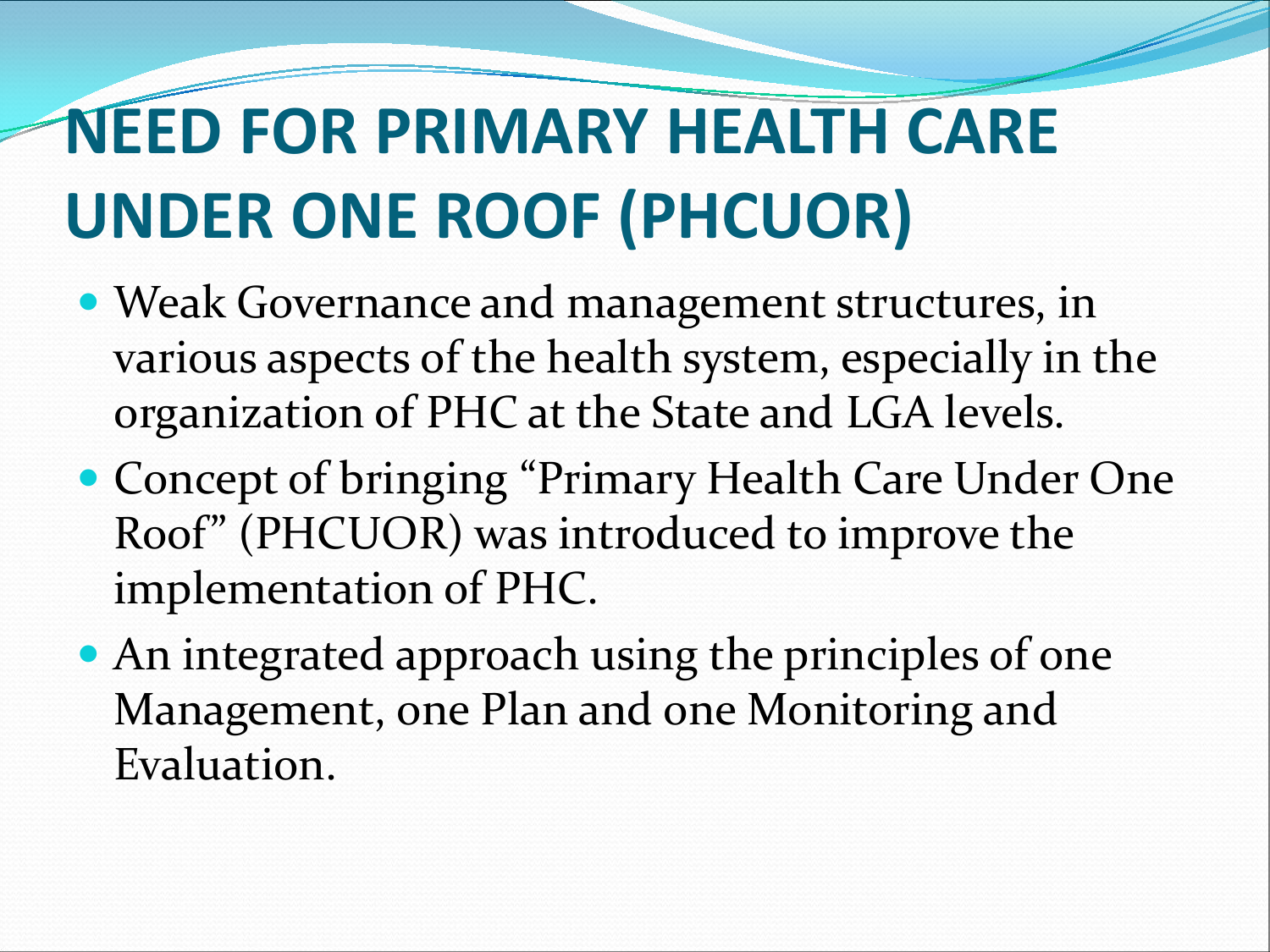# NEED FOR PRIMARY HEALTH CARE UNDER ONE ROOF (PHCUOR)

- Weak Governance and management structures, in various aspects of the health system, especially in the organization of PHC at the State and LGA levels.
- Concept of bringing "Primary Health Care Under One Roof" (PHCUOR) was introduced to improve the implementation of PHC.
- An integrated approach using the principles of one Management, one Plan and one Monitoring and Evaluation.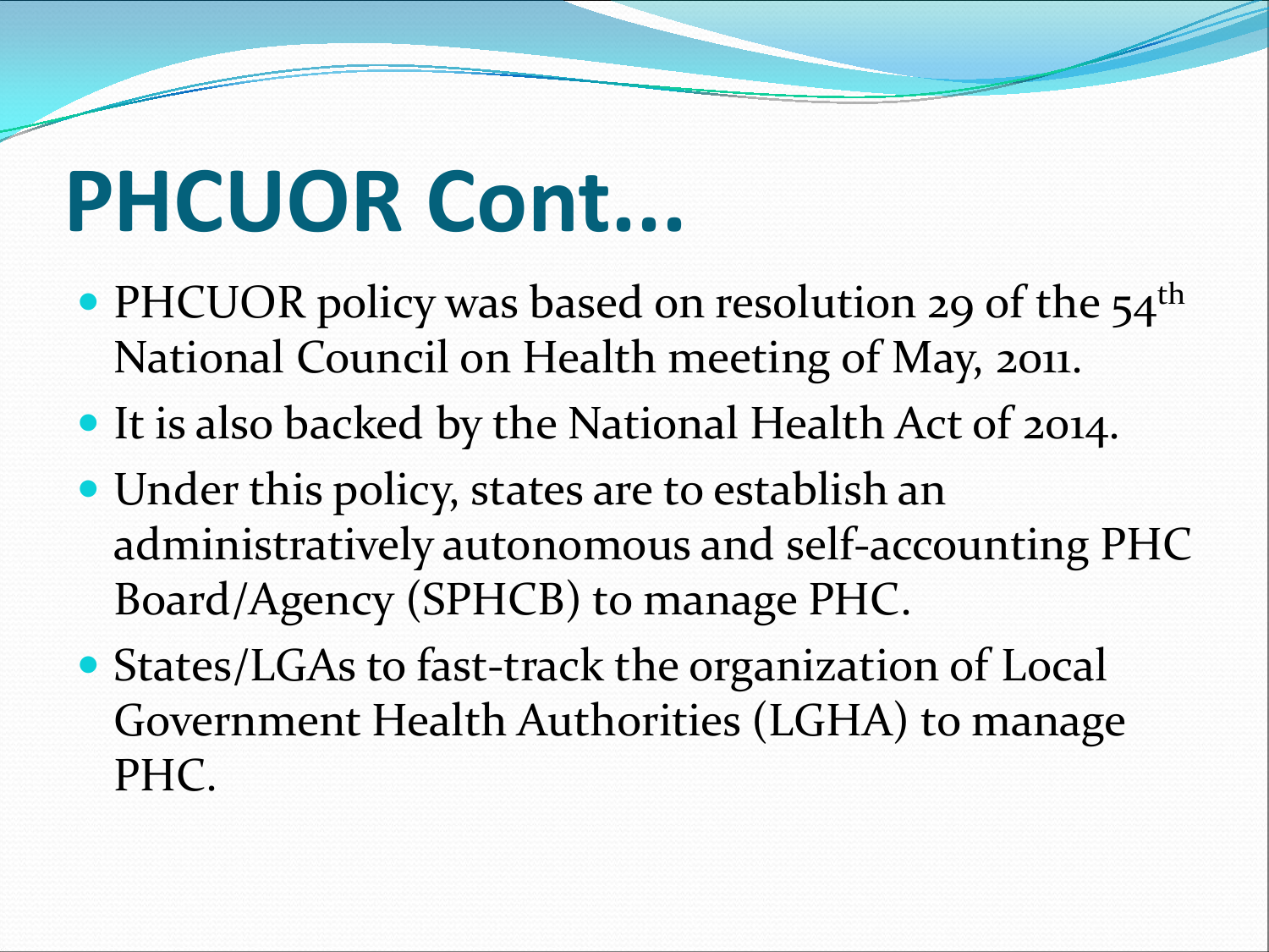# PHCUOR Cont…

- PHCUOR policy was based on resolution 29 of the 54th National Council on Health meeting of May, 2011.
- It is also backed by the National Health Act of 2014.
- Under this policy, states are to establish an administratively autonomous and self-accounting PHC Board/Agency (SPHCB) to manage PHC.
- States/LGAs to fast-track the organization of Local Government Health Authorities (LGHA) to manage PHC.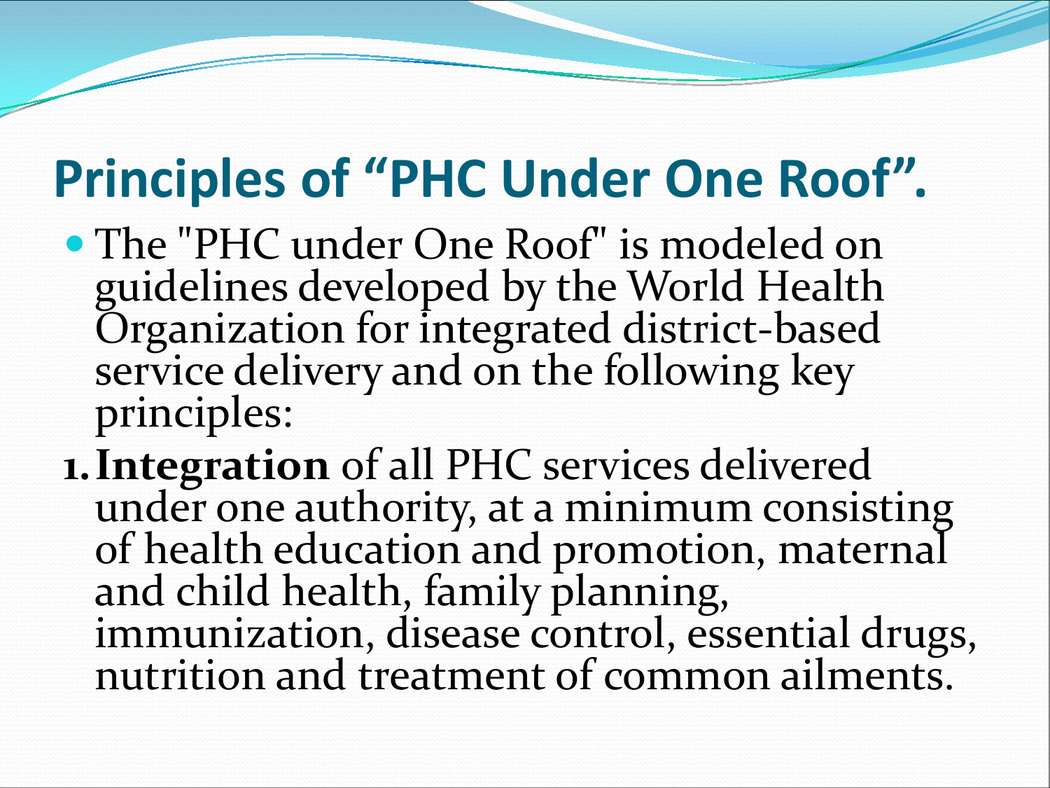# Principles of "PHC Under One Roof".

- The "PHC under One Roof" is modeled on guidelines developed by the World Health Organization for integrated district-based service delivery and on the following key principles:

1. **Integration** of all PHC services delivered under one authority, at a minimum consisting of health education and promotion, maternal and child health, family planning, immunization, disease control, essential drugs, nutrition and treatment of common ailments.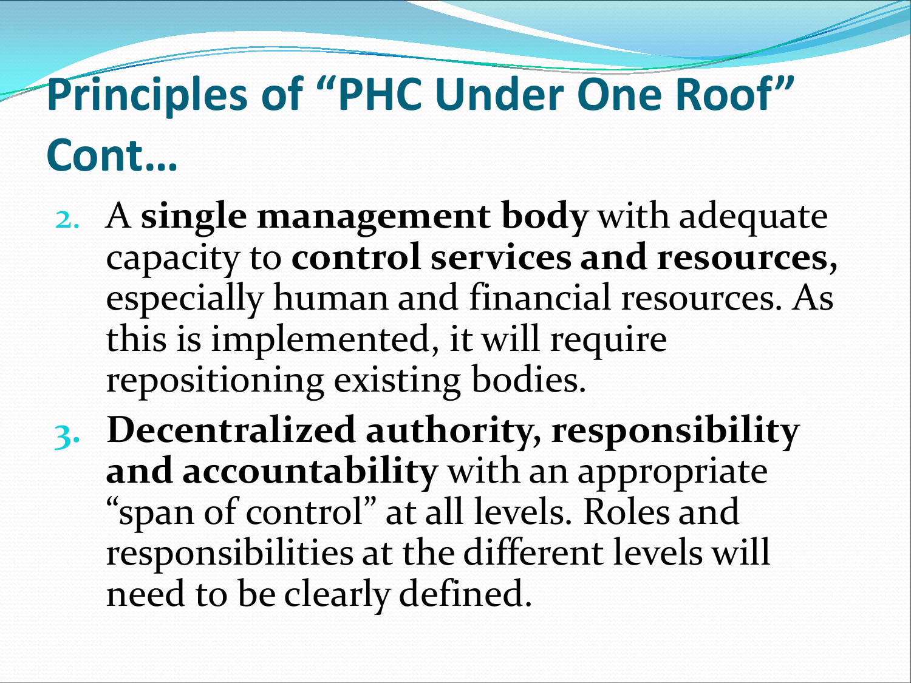# Principles of "PHC Under One Roof" Cont…

2. A **single management body** with adequate capacity to **control services and resources**, especially human and financial resources. As this is implemented, it will require repositioning existing bodies.
3. **Decentralized authority, responsibility and accountability** with an appropriate "span of control" at all levels. Roles and responsibilities at the different levels will need to be clearly defined.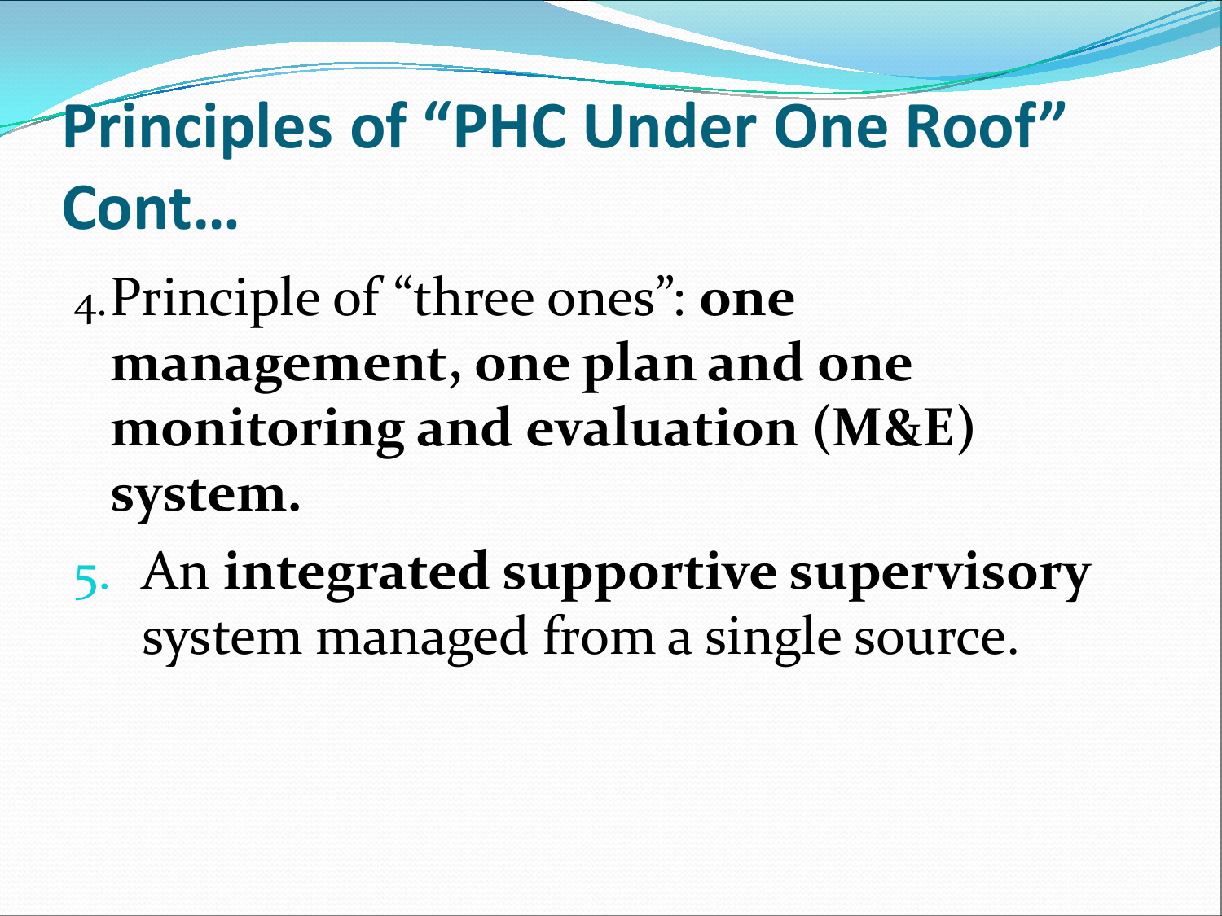# Principles of "PHC Under One Roof" Cont...

4. Principle of "three ones": **one management, one plan and one monitoring and evaluation (M&E) system.**
5. An **integrated supportive supervisory** system managed from a single source.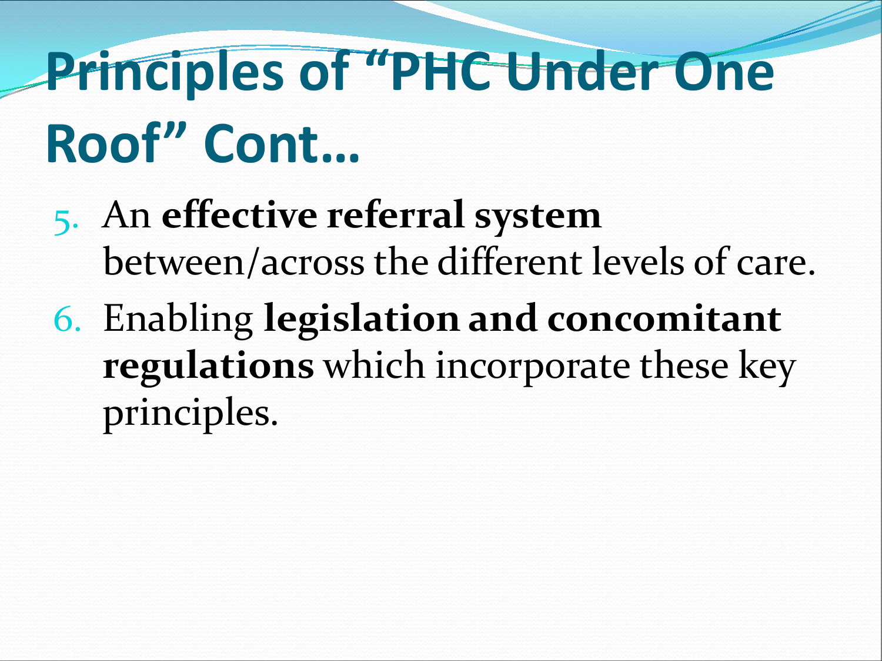# Principles of "PHC Under One Roof" Cont…

5. An **effective referral system** between/across the different levels of care.
6. Enabling **legislation and concomitant regulations** which incorporate these key principles.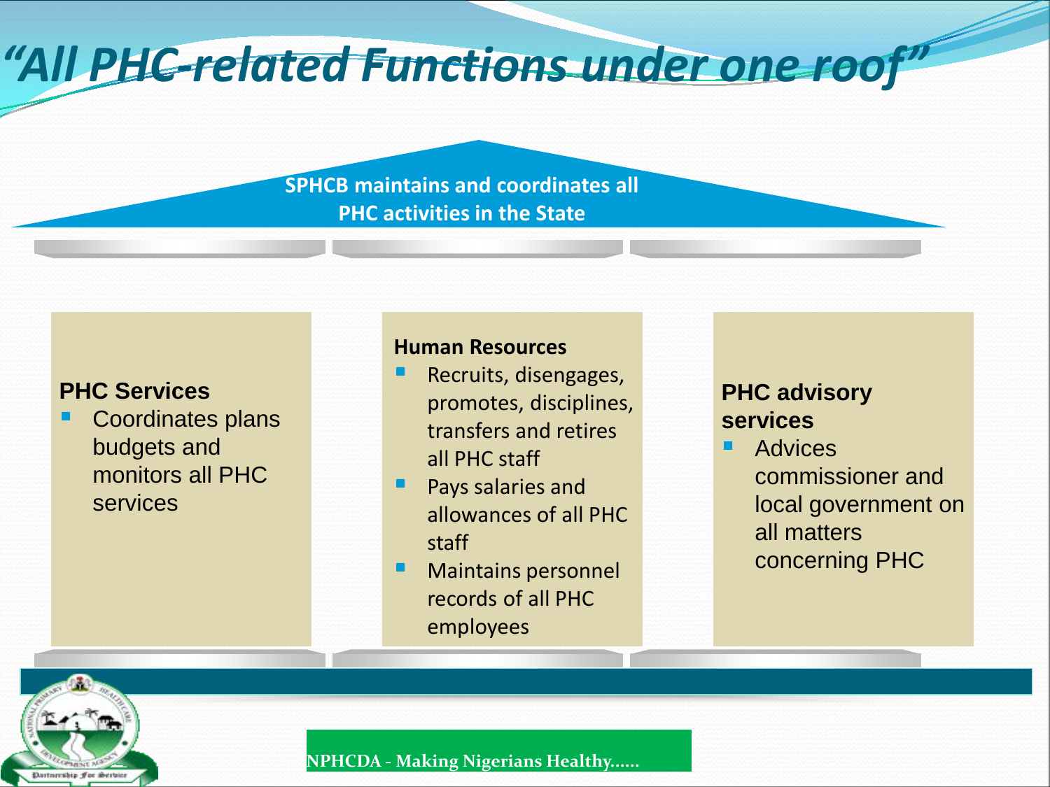# *"All PHC-related Functions under one roof"*

**SPHCB maintains and coordinates all PHC activities in the State**

**PHC Services**

- Coordinates plans budgets and monitors all PHC services

**Human Resources**

- Recruits, disengages, promotes, disciplines, transfers and retires all PHC staff
- Pays salaries and allowances of all PHC staff
- Maintains personnel records of all PHC employees

**PHC advisory services**

- Advices commissioner and local government on all matters concerning PHC

NPHCDA - Making Nigerians Healthy……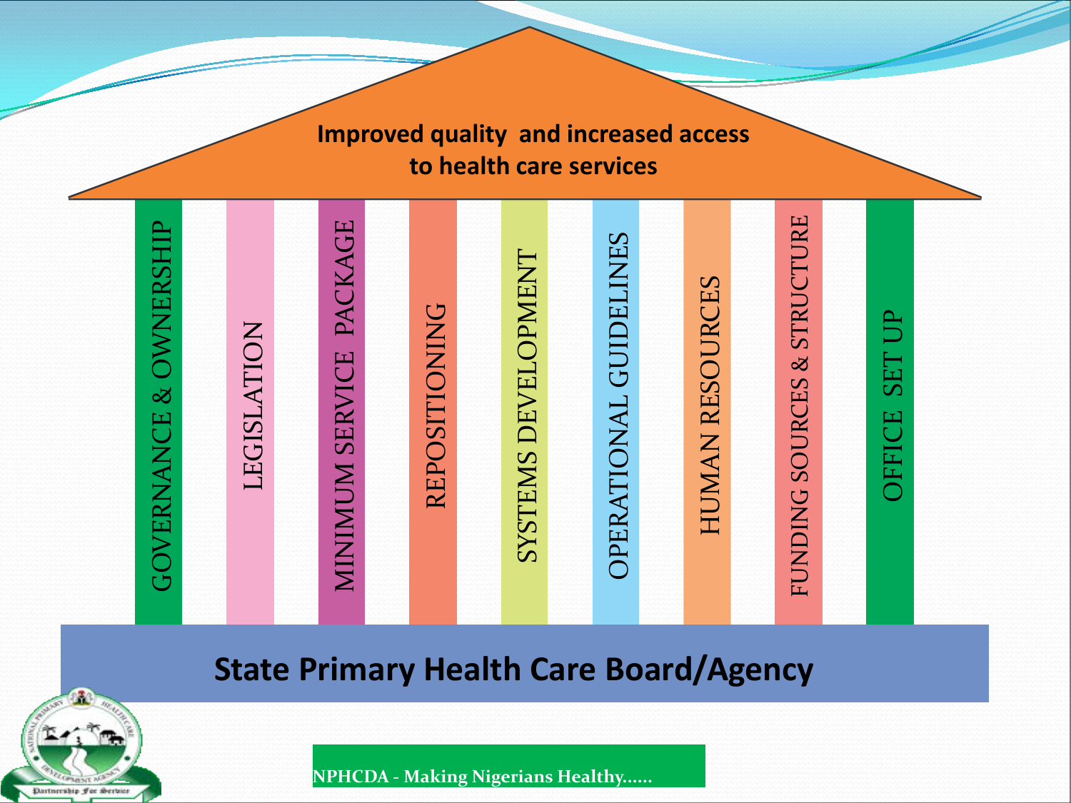# Improved quality and increased access to health care services

- GOVERNANCE & OWNERSHIP
- LEGISLATION
- MINIMUM SERVICE PACKAGE
- REPOSITIONING
- SYSTEMS DEVELOPMENT
- OPERATIONAL GUIDELINES
- HUMAN RESOURCES
- FUNDING SOURCES & STRUCTURE
- OFFICE SET UP

**State Primary Health Care Board/Agency**

NPHCDA - Making Nigerians Healthy......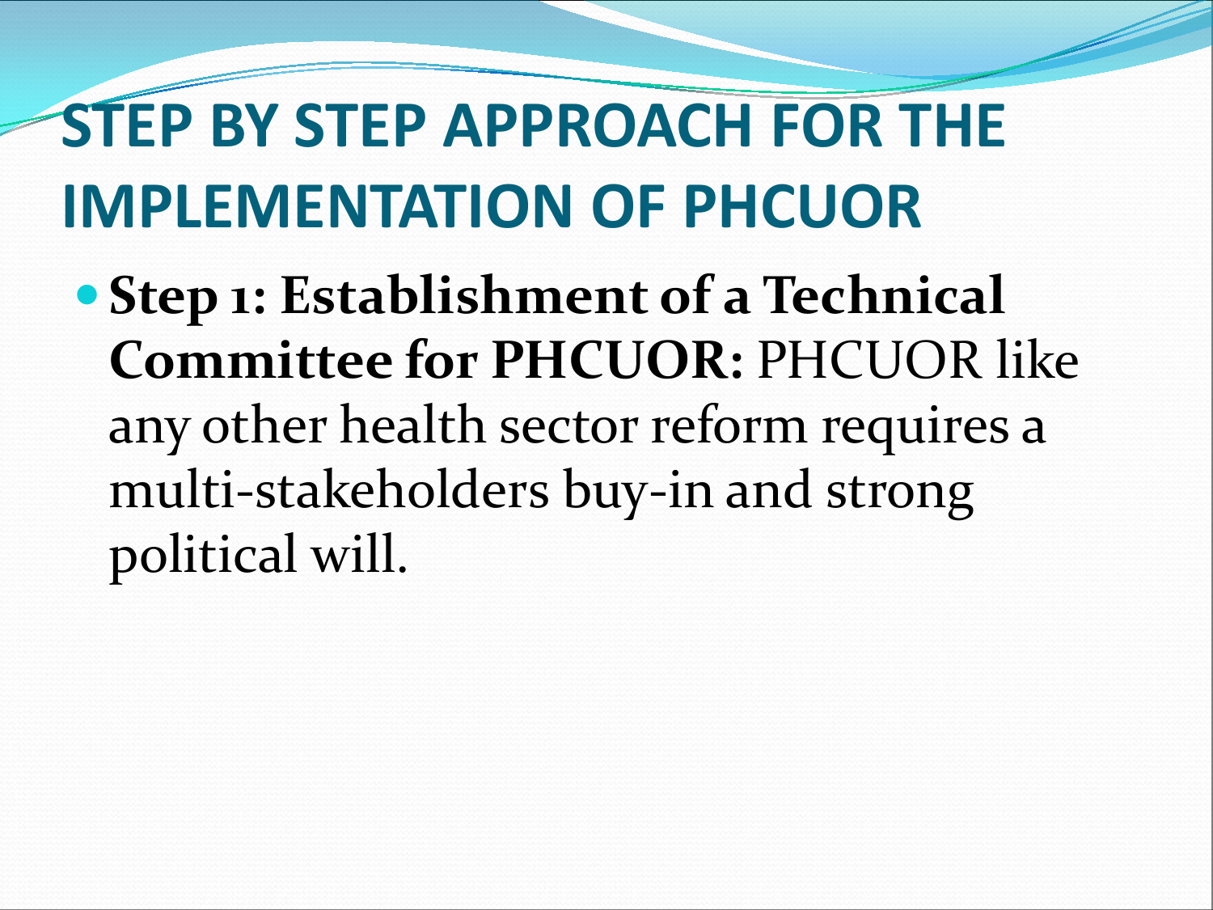# STEP BY STEP APPROACH FOR THE IMPLEMENTATION OF PHCUOR

- **Step 1: Establishment of a Technical Committee for PHCUOR:** PHCUOR like any other health sector reform requires a multi-stakeholders buy-in and strong political will.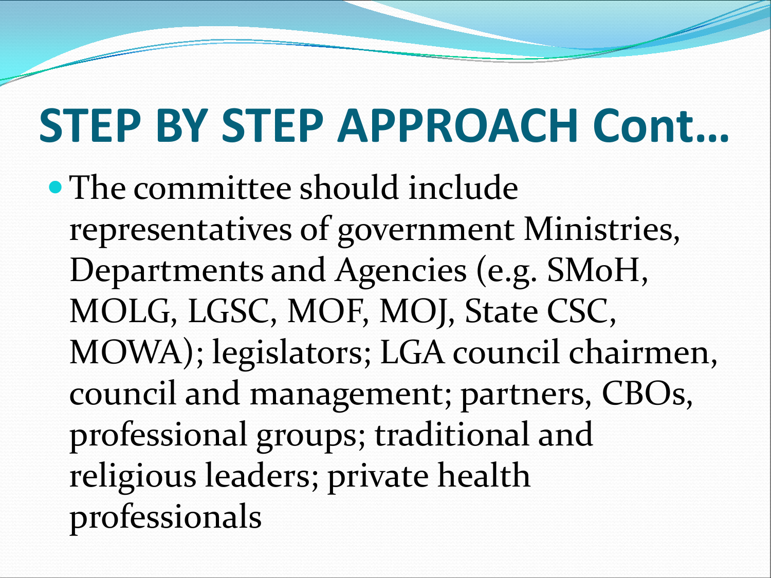# STEP BY STEP APPROACH Cont…

- The committee should include representatives of government Ministries, Departments and Agencies (e.g. SMoH, MOLG, LGSC, MOF, MOJ, State CSC, MOWA); legislators; LGA council chairmen, council and management; partners, CBOs, professional groups; traditional and religious leaders; private health professionals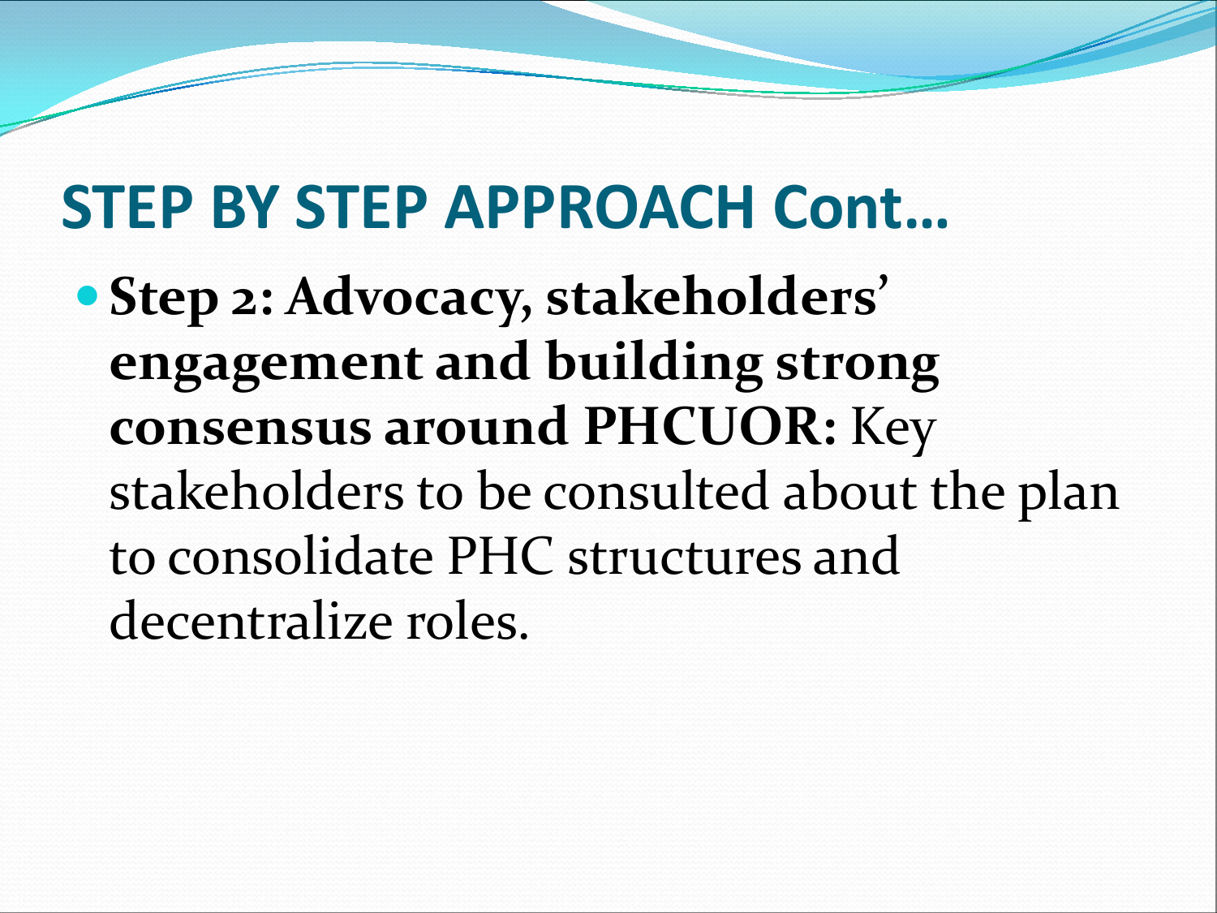# STEP BY STEP APPROACH Cont…

- **Step 2: Advocacy, stakeholders' engagement and building strong consensus around PHCUOR:** Key stakeholders to be consulted about the plan to consolidate PHC structures and decentralize roles.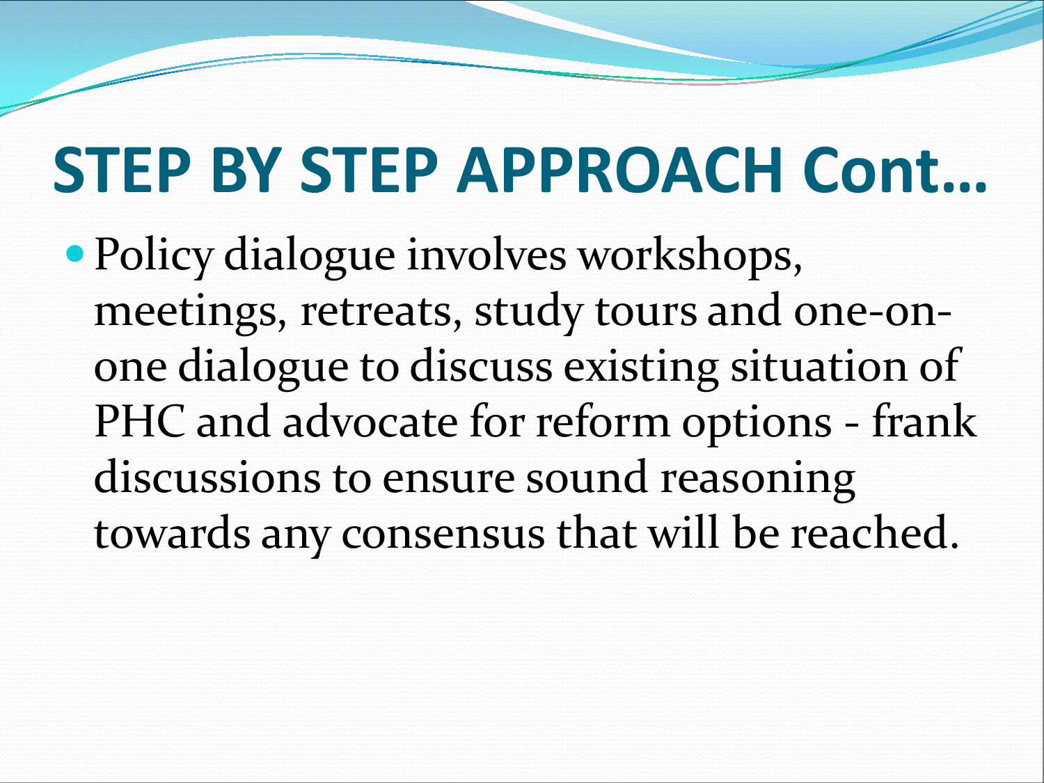# STEP BY STEP APPROACH Cont…

- Policy dialogue involves workshops, meetings, retreats, study tours and one-on-one dialogue to discuss existing situation of PHC and advocate for reform options - frank discussions to ensure sound reasoning towards any consensus that will be reached.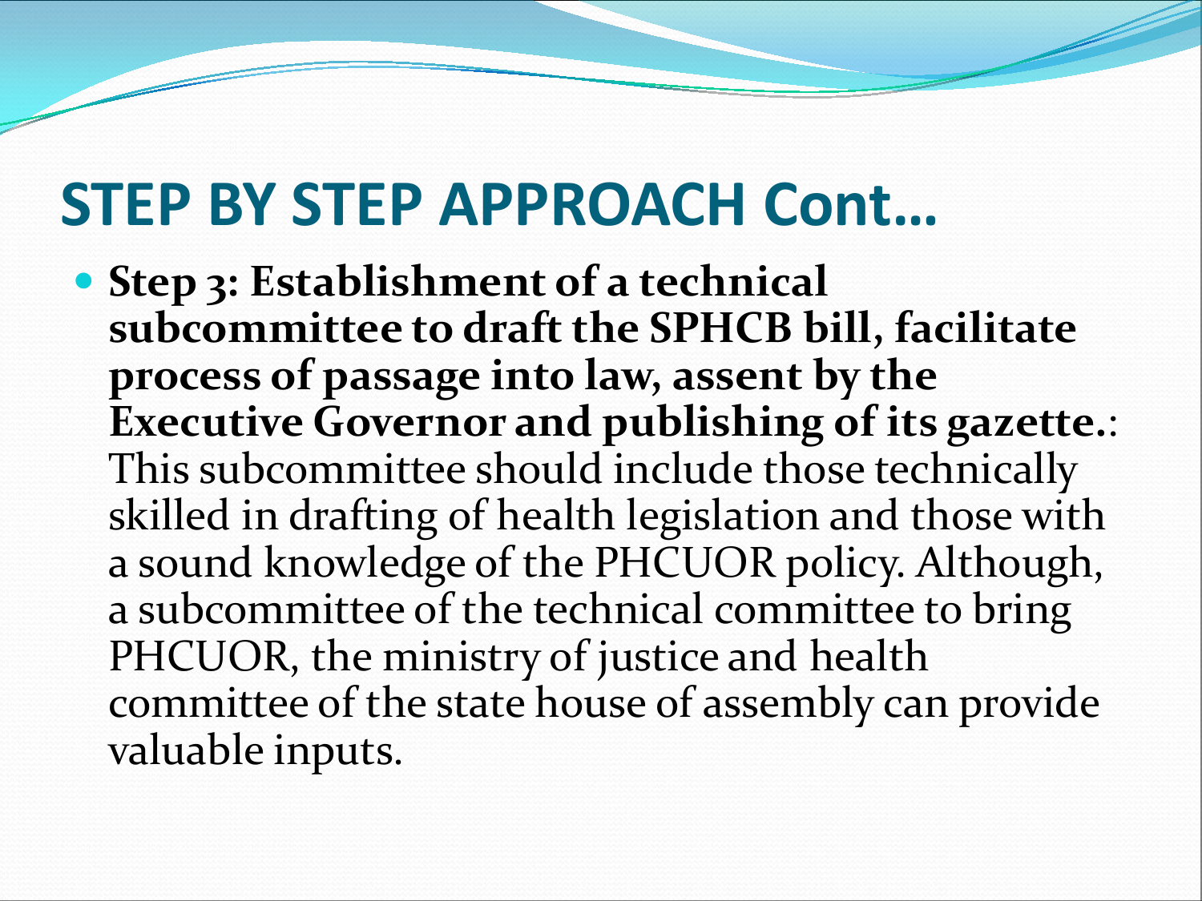# STEP BY STEP APPROACH Cont…

- **Step 3: Establishment of a technical subcommittee to draft the SPHCB bill, facilitate process of passage into law, assent by the Executive Governor and publishing of its gazette.**: This subcommittee should include those technically skilled in drafting of health legislation and those with a sound knowledge of the PHCUOR policy. Although, a subcommittee of the technical committee to bring PHCUOR, the ministry of justice and health committee of the state house of assembly can provide valuable inputs.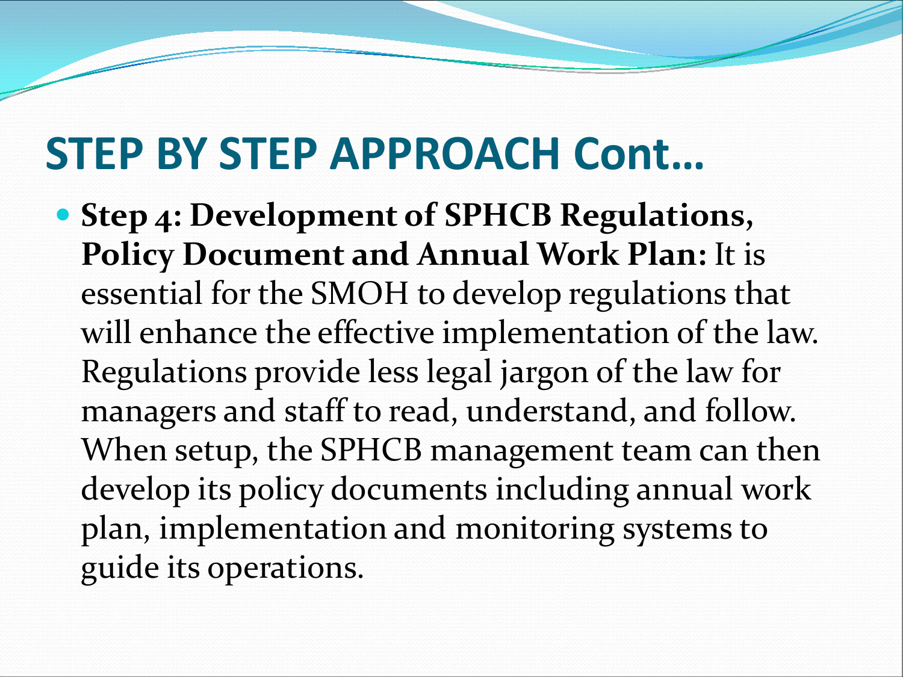# STEP BY STEP APPROACH Cont…

- **Step 4: Development of SPHCB Regulations, Policy Document and Annual Work Plan:** It is essential for the SMOH to develop regulations that will enhance the effective implementation of the law. Regulations provide less legal jargon of the law for managers and staff to read, understand, and follow. When setup, the SPHCB management team can then develop its policy documents including annual work plan, implementation and monitoring systems to guide its operations.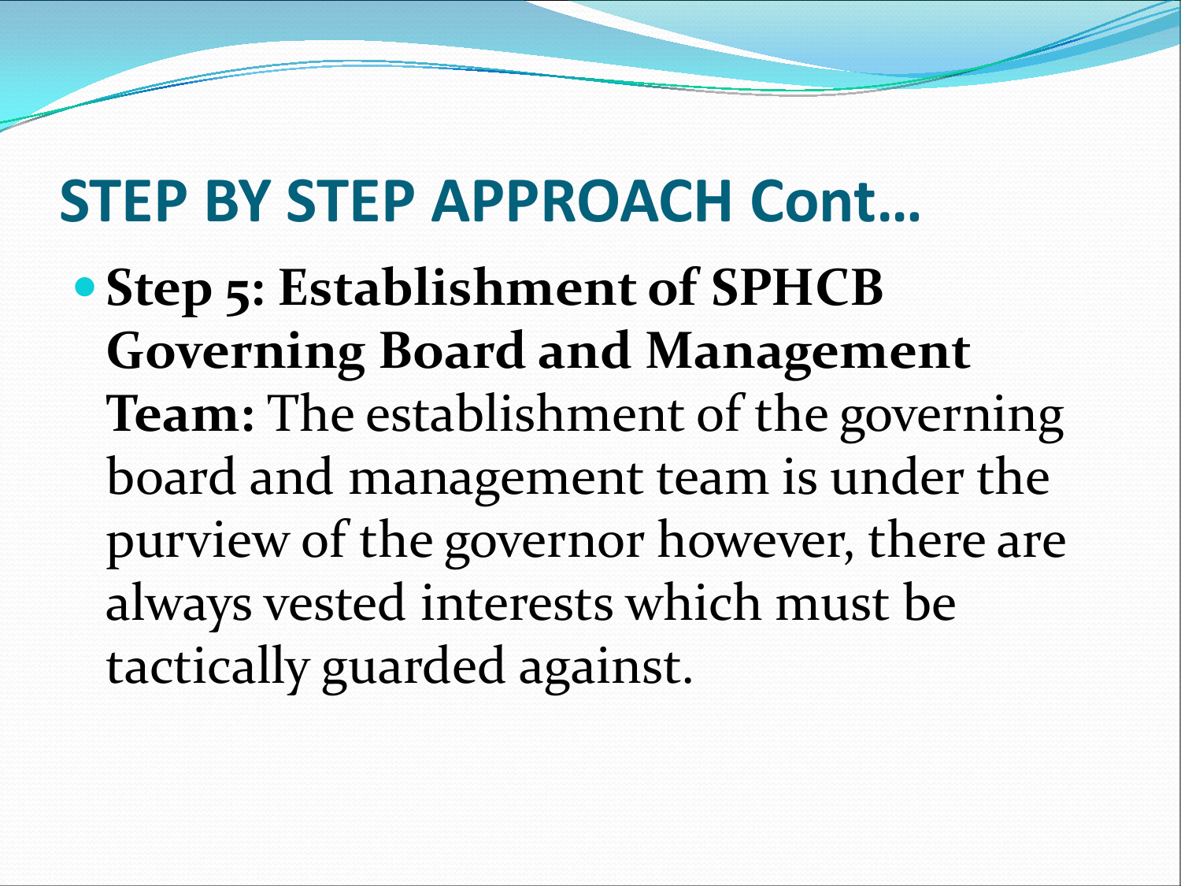# STEP BY STEP APPROACH Cont…

- **Step 5: Establishment of SPHCB Governing Board and Management Team:** The establishment of the governing board and management team is under the purview of the governor however, there are always vested interests which must be tactically guarded against.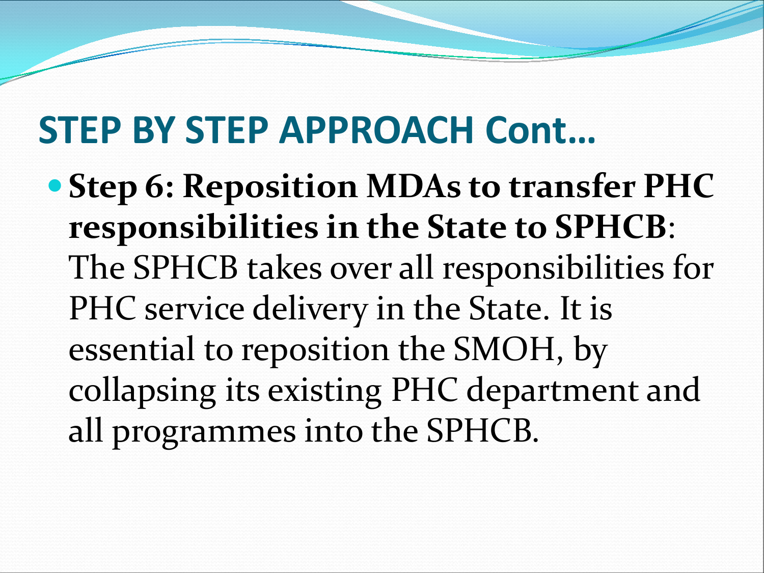# STEP BY STEP APPROACH Cont…

- **Step 6: Reposition MDAs to transfer PHC responsibilities in the State to SPHCB**: The SPHCB takes over all responsibilities for PHC service delivery in the State. It is essential to reposition the SMOH, by collapsing its existing PHC department and all programmes into the SPHCB.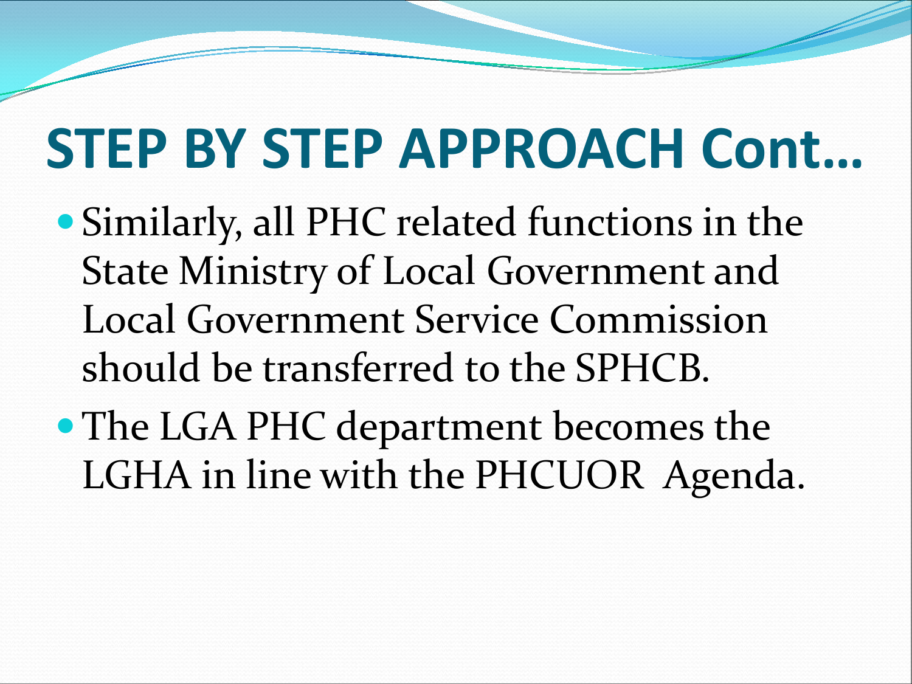# STEP BY STEP APPROACH Cont…

- Similarly, all PHC related functions in the State Ministry of Local Government and Local Government Service Commission should be transferred to the SPHCB.
- The LGA PHC department becomes the LGHA in line with the PHCUOR Agenda.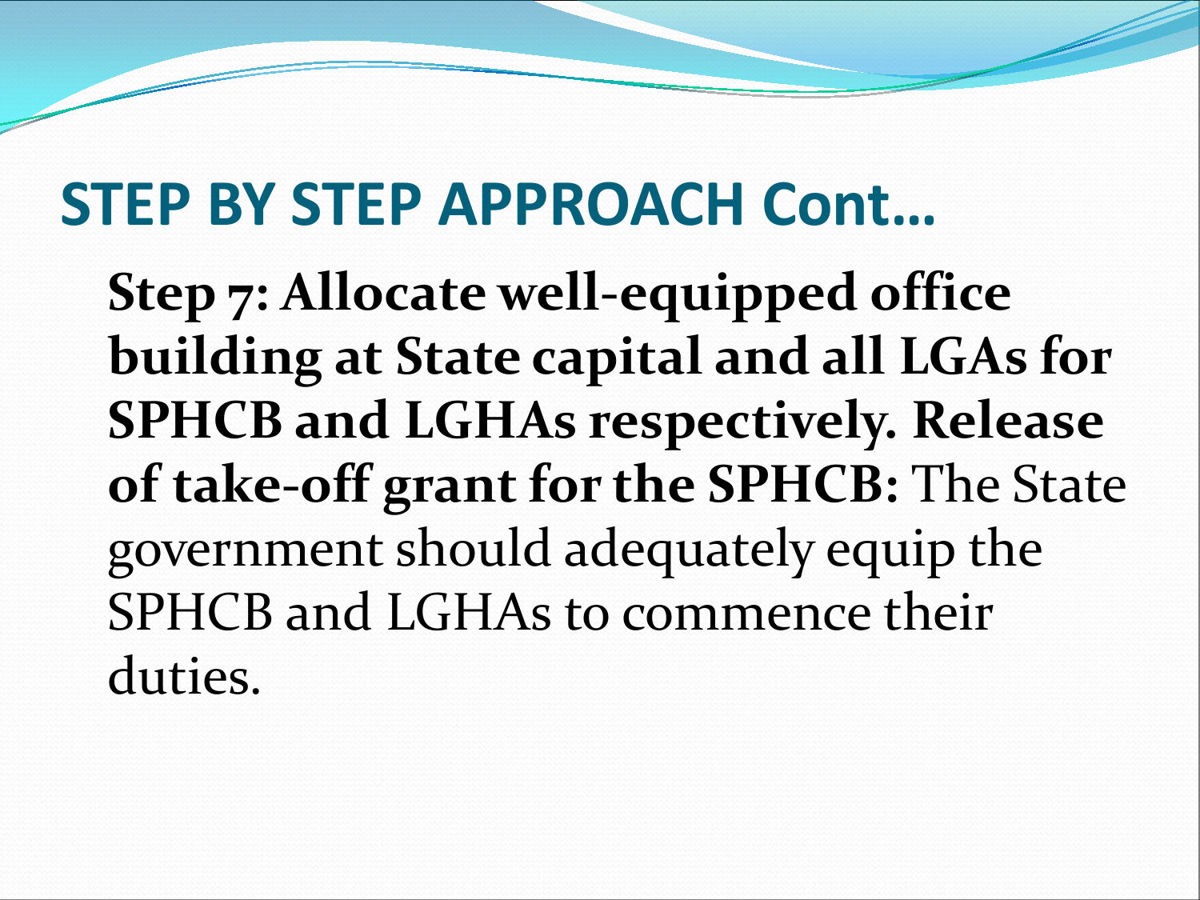# STEP BY STEP APPROACH Cont…

**Step 7: Allocate well-equipped office building at State capital and all LGAs for SPHCB and LGHAs respectively. Release of take-off grant for the SPHCB:** The State government should adequately equip the SPHCB and LGHAs to commence their duties.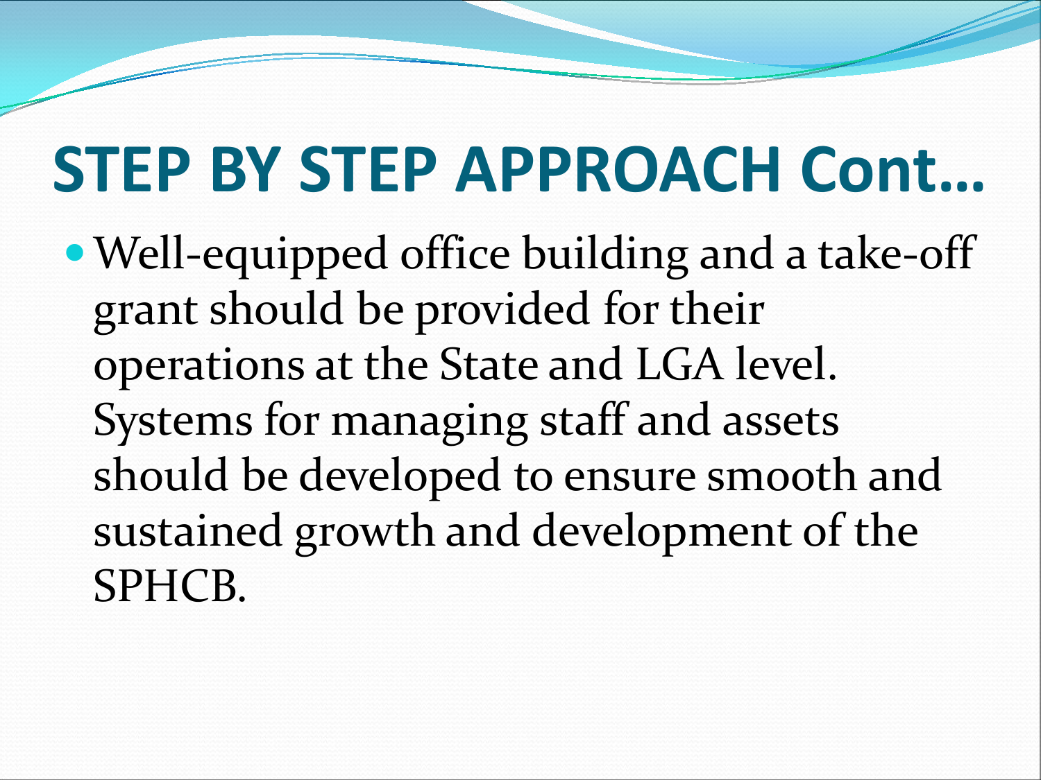# STEP BY STEP APPROACH Cont…

- Well-equipped office building and a take-off grant should be provided for their operations at the State and LGA level. Systems for managing staff and assets should be developed to ensure smooth and sustained growth and development of the SPHCB.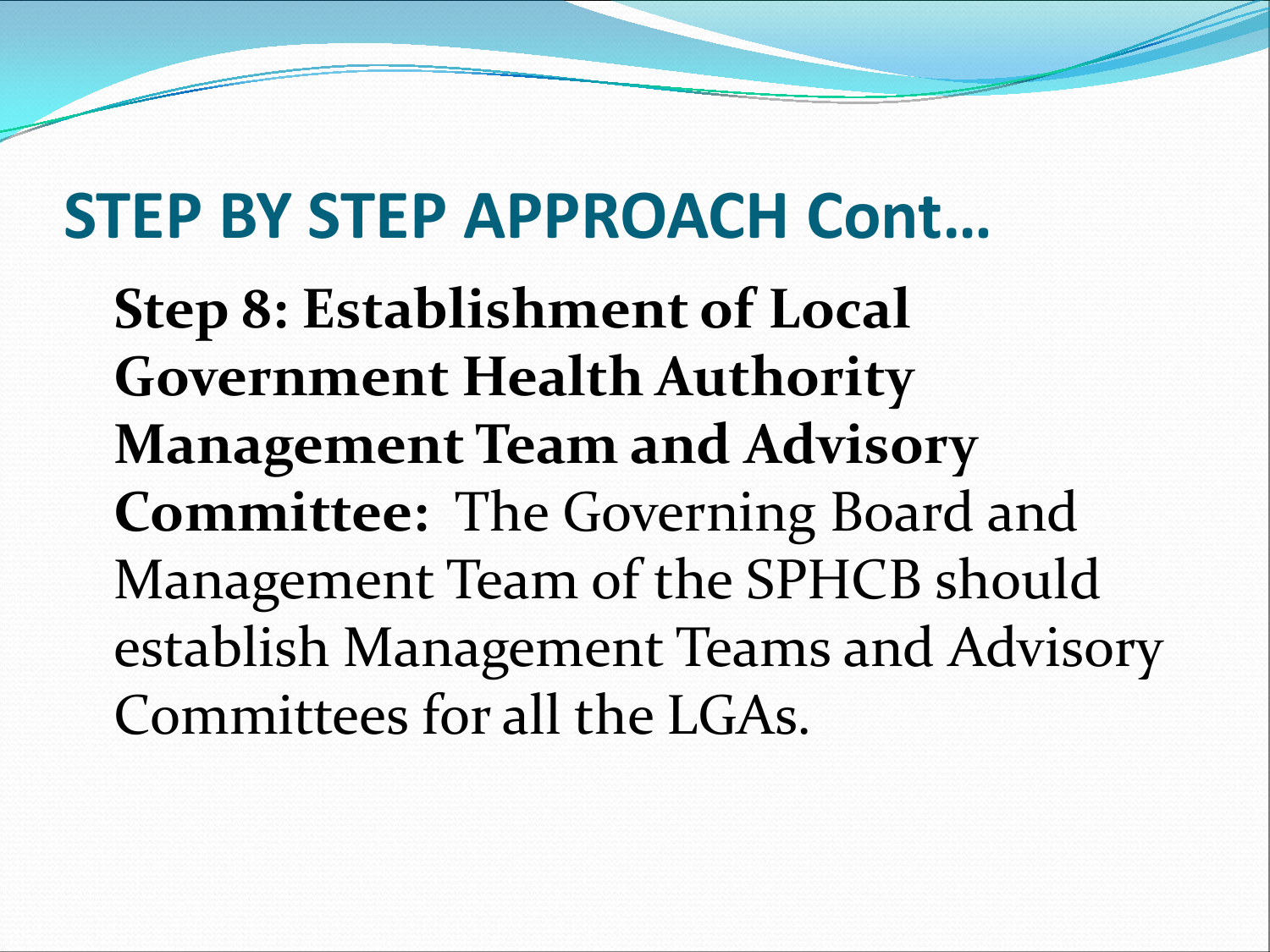## STEP BY STEP APPROACH Cont…

**Step 8: Establishment of Local Government Health Authority Management Team and Advisory Committee:** The Governing Board and Management Team of the SPHCB should establish Management Teams and Advisory Committees for all the LGAs.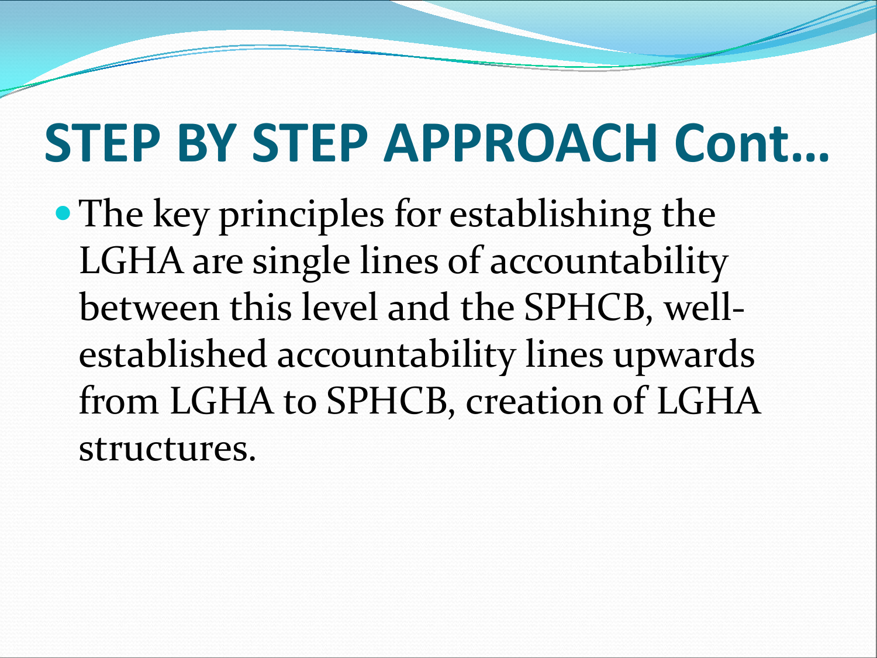# STEP BY STEP APPROACH Cont…

- The key principles for establishing the LGHA are single lines of accountability between this level and the SPHCB, well-established accountability lines upwards from LGHA to SPHCB, creation of LGHA structures.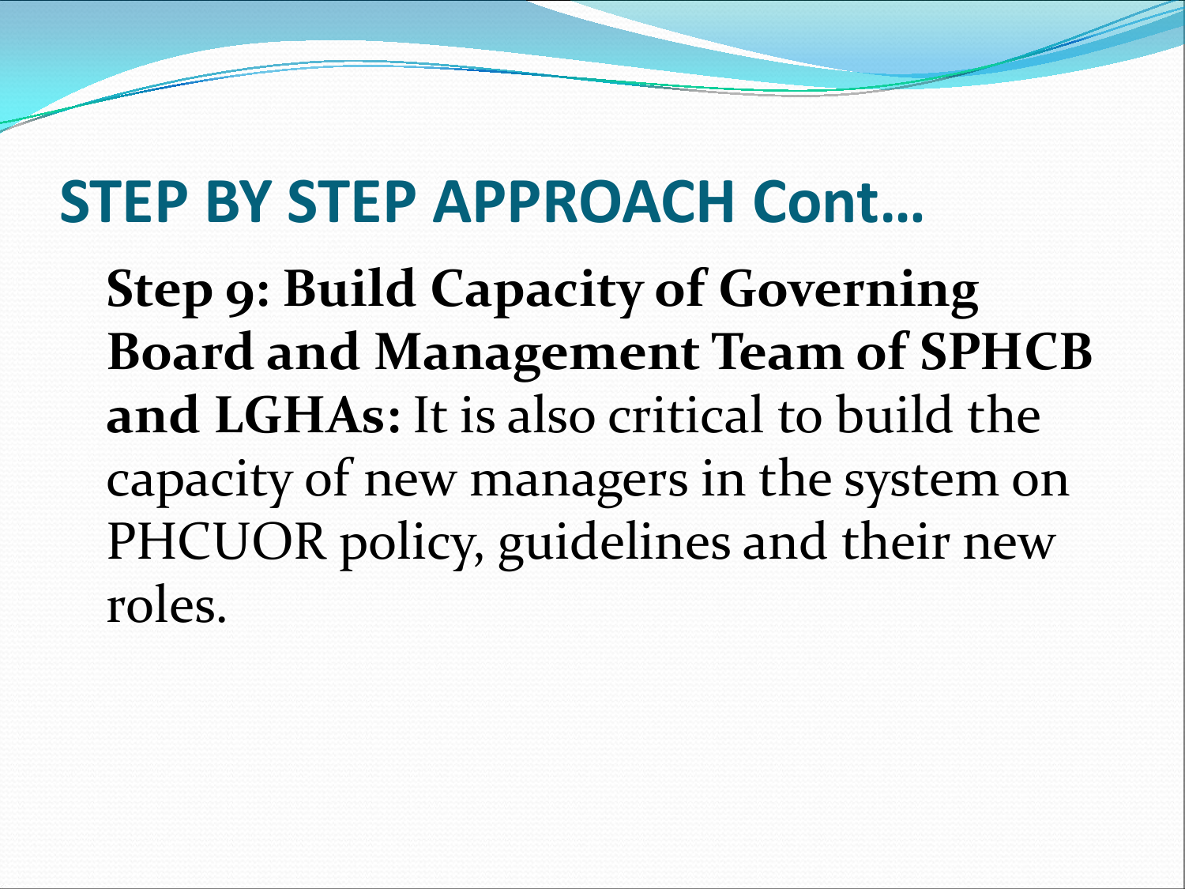# STEP BY STEP APPROACH Cont…

**Step 9: Build Capacity of Governing Board and Management Team of SPHCB and LGHAs:** It is also critical to build the capacity of new managers in the system on PHCUOR policy, guidelines and their new roles.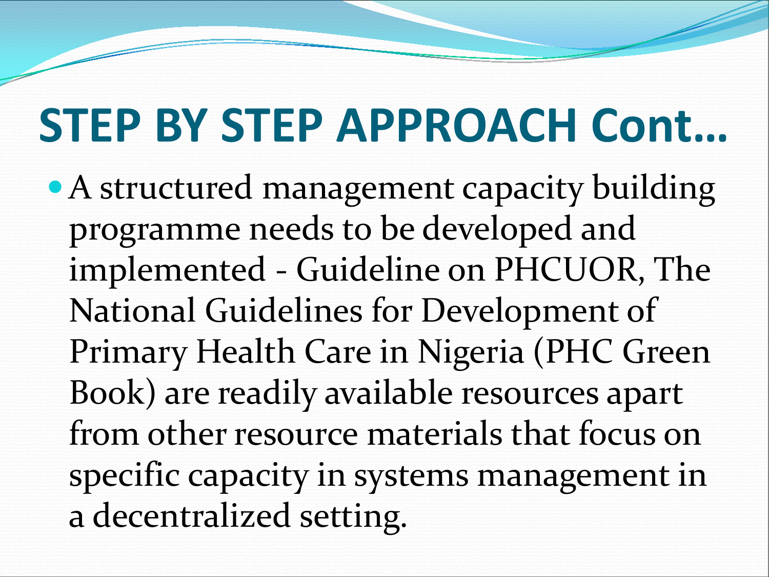# STEP BY STEP APPROACH Cont…

- A structured management capacity building programme needs to be developed and implemented - Guideline on PHCUOR, The National Guidelines for Development of Primary Health Care in Nigeria (PHC Green Book) are readily available resources apart from other resource materials that focus on specific capacity in systems management in a decentralized setting.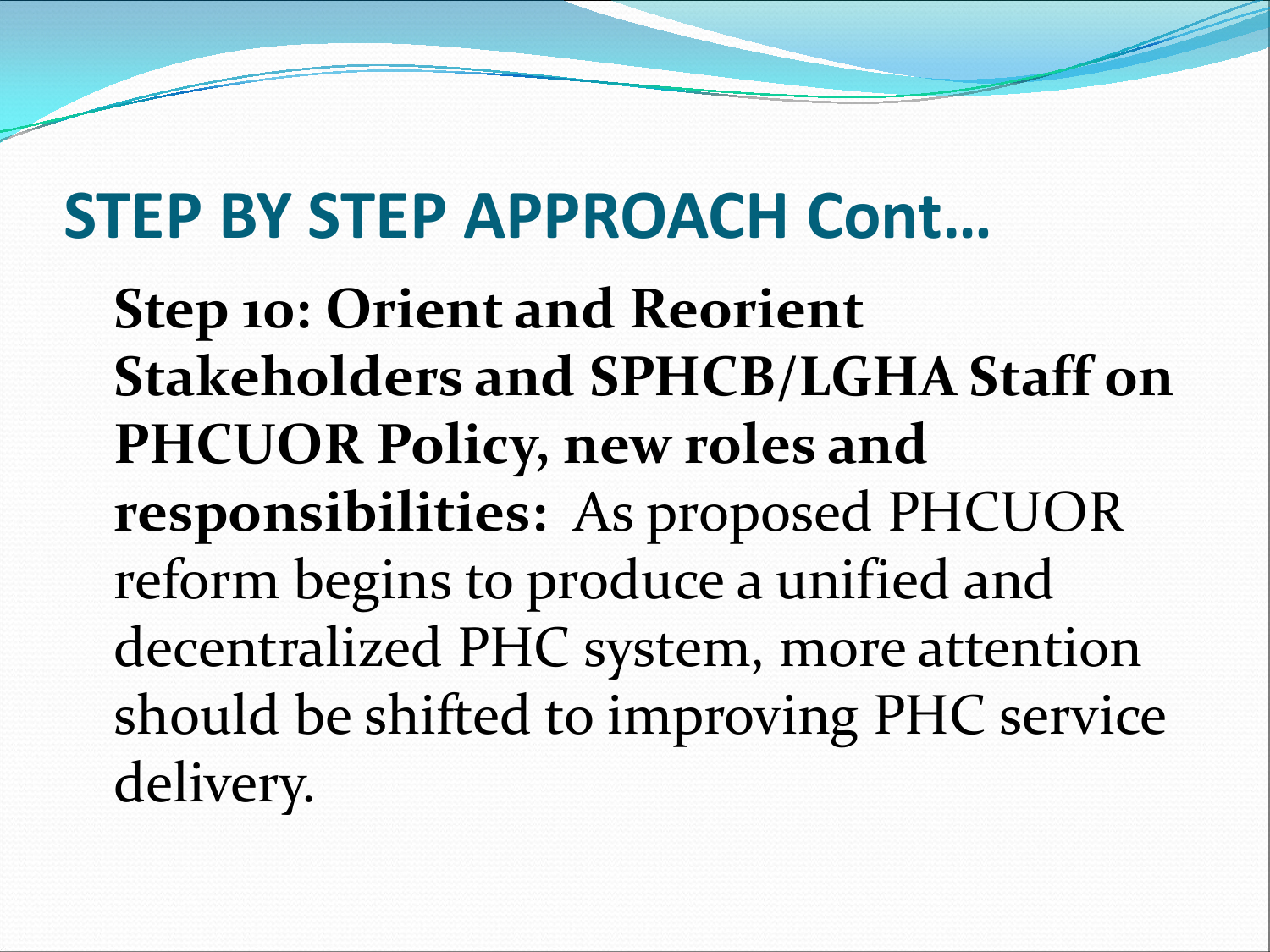# STEP BY STEP APPROACH Cont…

**Step 10: Orient and Reorient Stakeholders and SPHCB/LGHA Staff on PHCUOR Policy, new roles and responsibilities:** As proposed PHCUOR reform begins to produce a unified and decentralized PHC system, more attention should be shifted to improving PHC service delivery.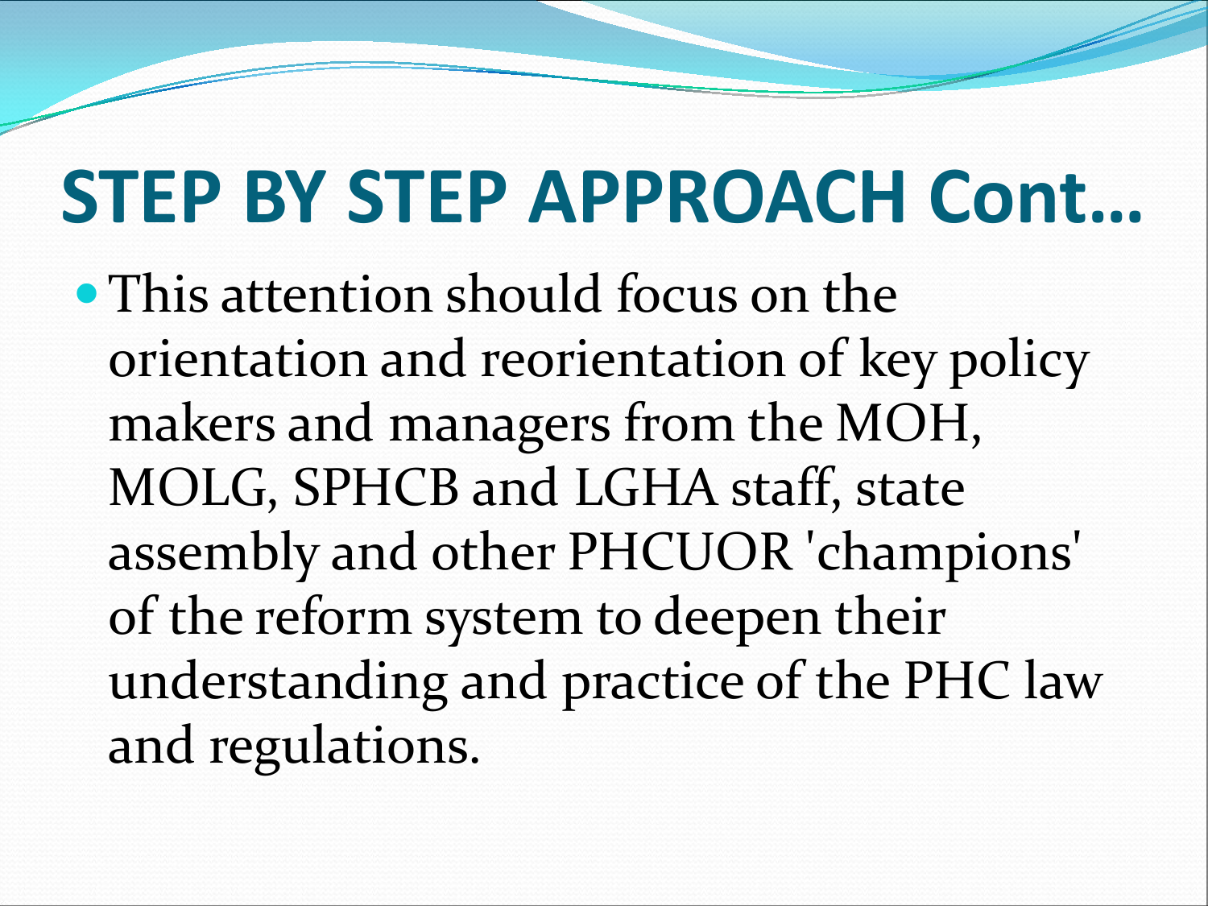# STEP BY STEP APPROACH Cont…

- This attention should focus on the orientation and reorientation of key policy makers and managers from the MOH, MOLG, SPHCB and LGHA staff, state assembly and other PHCUOR 'champions' of the reform system to deepen their understanding and practice of the PHC law and regulations.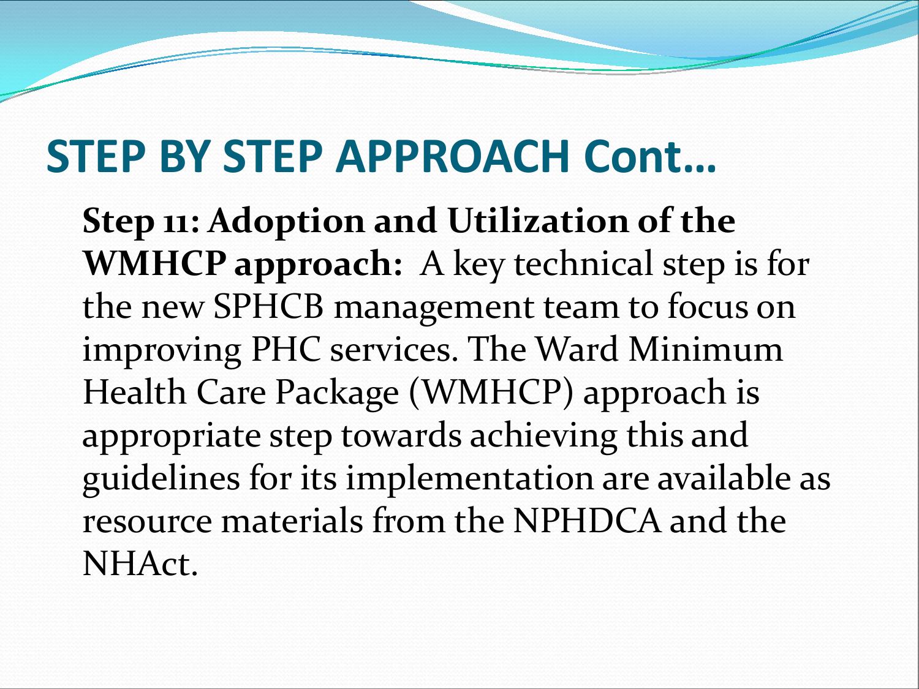# STEP BY STEP APPROACH Cont…

**Step 11: Adoption and Utilization of the WMHCP approach:** A key technical step is for the new SPHCB management team to focus on improving PHC services. The Ward Minimum Health Care Package (WMHCP) approach is appropriate step towards achieving this and guidelines for its implementation are available as resource materials from the NPHDCA and the NHAct.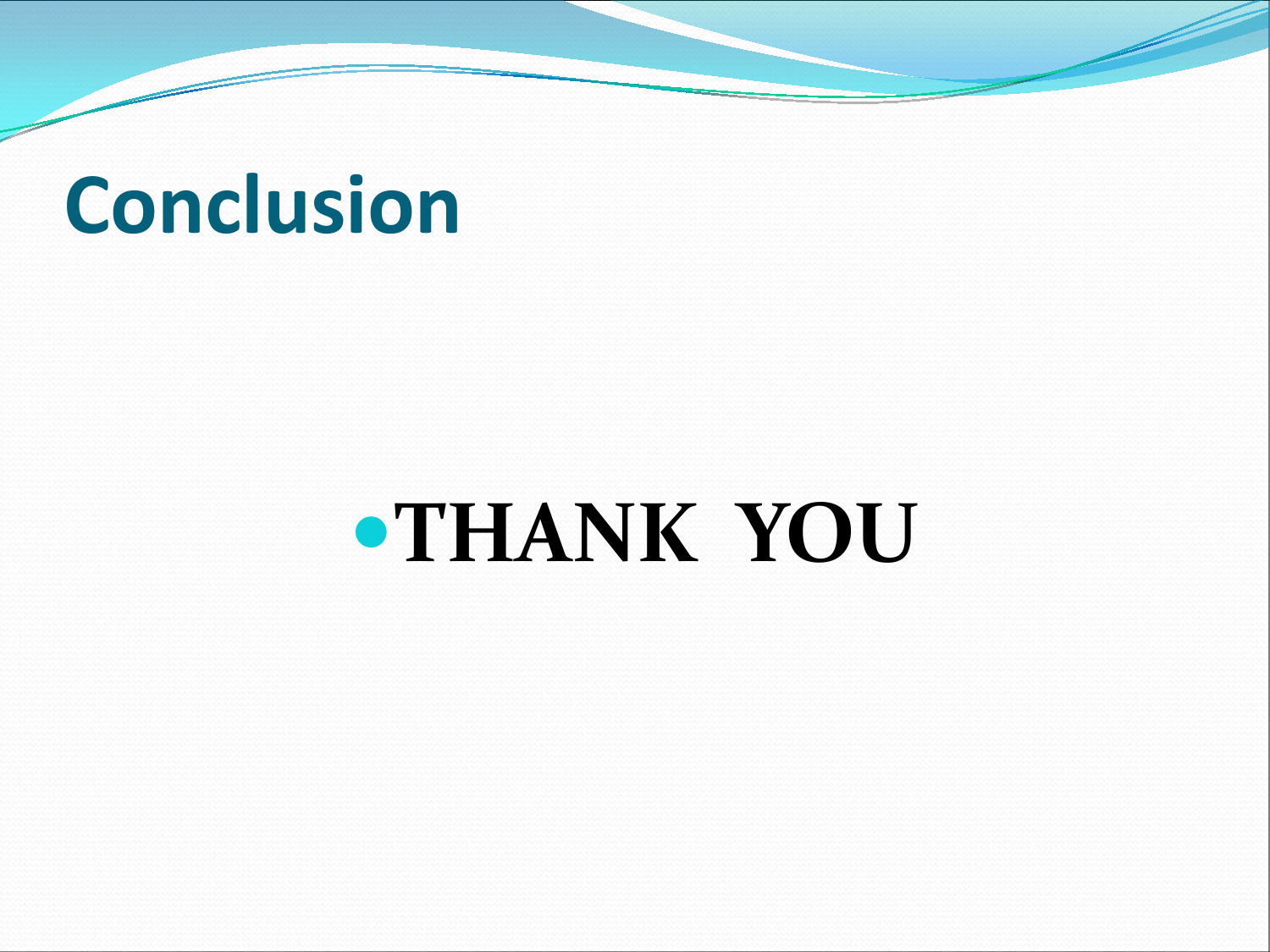# Conclusion

- **THANK YOU**